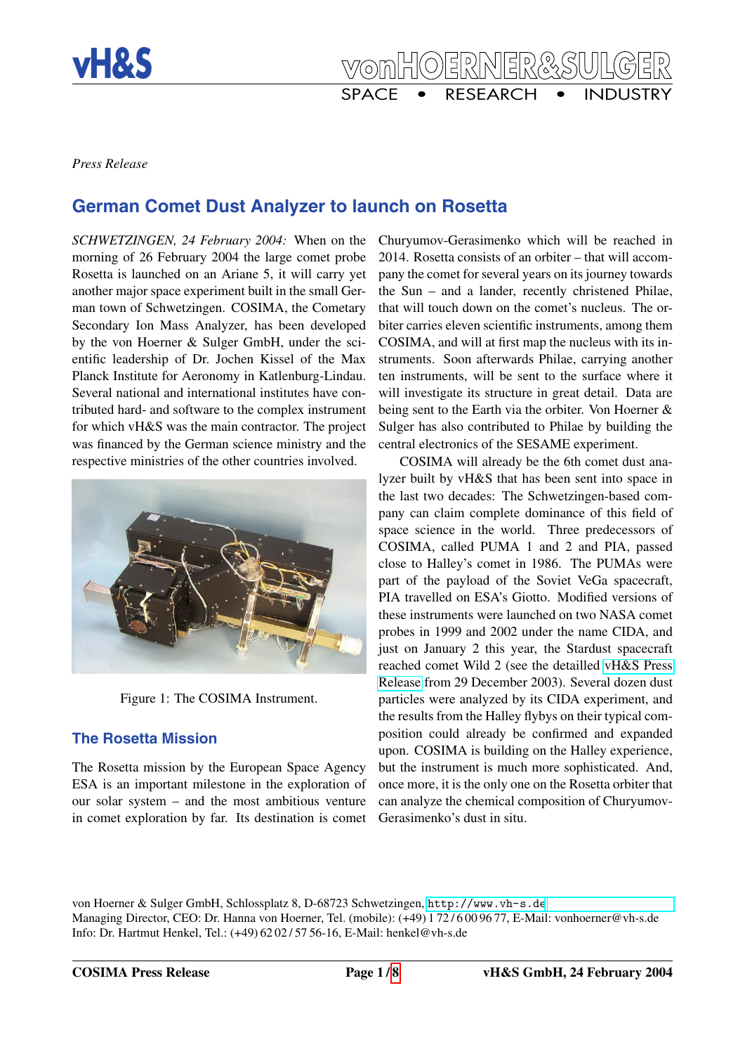*Press Release*

# German Comet Dust Analyzer to launch on Rosetta

*SCHWETZINGEN, 24 February 2004:* When on the morning of 26 February 2004 the large comet probe Rosetta is launched on an Ariane 5, it will carry yet another major space experiment built in the small German town of Schwetzingen. COSIMA, the Cometary Secondary Ion Mass Analyzer, has been developed by the von Hoerner & Sulger GmbH, under the scientific leadership of Dr. Jochen Kissel of the Max Planck Institute for Aeronomy in Katlenburg-Lindau. Several national and international institutes have contributed hard- and software to the complex instrument for which vH&S was the main contractor. The project was financed by the German science ministry and the respective ministries of the other countries involved.

Figure 1: The COSIMA Instrument.

## The Rosetta Mission

The Rosetta mission by the European Space Agency ESA is an important milestone in the exploration of our solar system – and the most ambitious venture in comet exploration by far. Its destination is comet Churyumov-Gerasimenko which will be reached in 2014. Rosetta consists of an orbiter – that will accompany the comet for several years on its journey towards the Sun – and a lander, recently christened Philae, that will touch down on the comet's nucleus. The orbiter carries eleven scientific instruments, among them COSIMA, and will at first map the nucleus with its instruments. Soon afterwards Philae, carrying another ten instruments, will be sent to the surface where it will investigate its structure in great detail. Data are being sent to the Earth via the orbiter. Von Hoerner & Sulger has also contributed to Philae by building the central electronics of the SESAME experiment.

COSIMA will already be the 6th comet dust analyzer built by vH&S that has been sent into space in the last two decades: The Schwetzingen-based company can claim complete dominance of this field of space science in the world. Three predecessors of COSIMA, called PUMA 1 and 2 and PIA, passed close to Halley's comet in 1986. The PUMAs were part of the payload of the Soviet VeGa spacecraft, PIA travelled on ESA's Giotto. Modified versions of these instruments were launched on two NASA comet probes in 1999 and 2002 under the name CIDA, and just on January 2 this year, the Stardust spacecraft reached comet Wild 2 (see the detailled vH&S Press Release from 29 December 2003). Several dozen dust particles were analyzed by its CIDA experiment, and the results from the Halley flybys on their typical composition could already be confirmed and expanded upon. COSIMA is building on the Halley experience, but the instrument is much more sophisticated. And, once more, it is the only one on the Rosetta orbiter that can analyze the chemical composition of Churyumov-Gerasimenko's dust in situ.

von Hoerner & Sulger GmbH, Schlossplatz 8, D-68723 Schwetzingen, http://www.vh-s.de
Managing Director, CEO: Dr. Hanna von Hoerner, Tel. (mobile): (+49) 1 72 / 6 00 96 77, E-Mail: vonhoerner@vh-s.de
Info: Dr. Hartmut Henkel, Tel.: (+49) 62 02 / 57 56-16, E-Mail: henkel@vh-s.de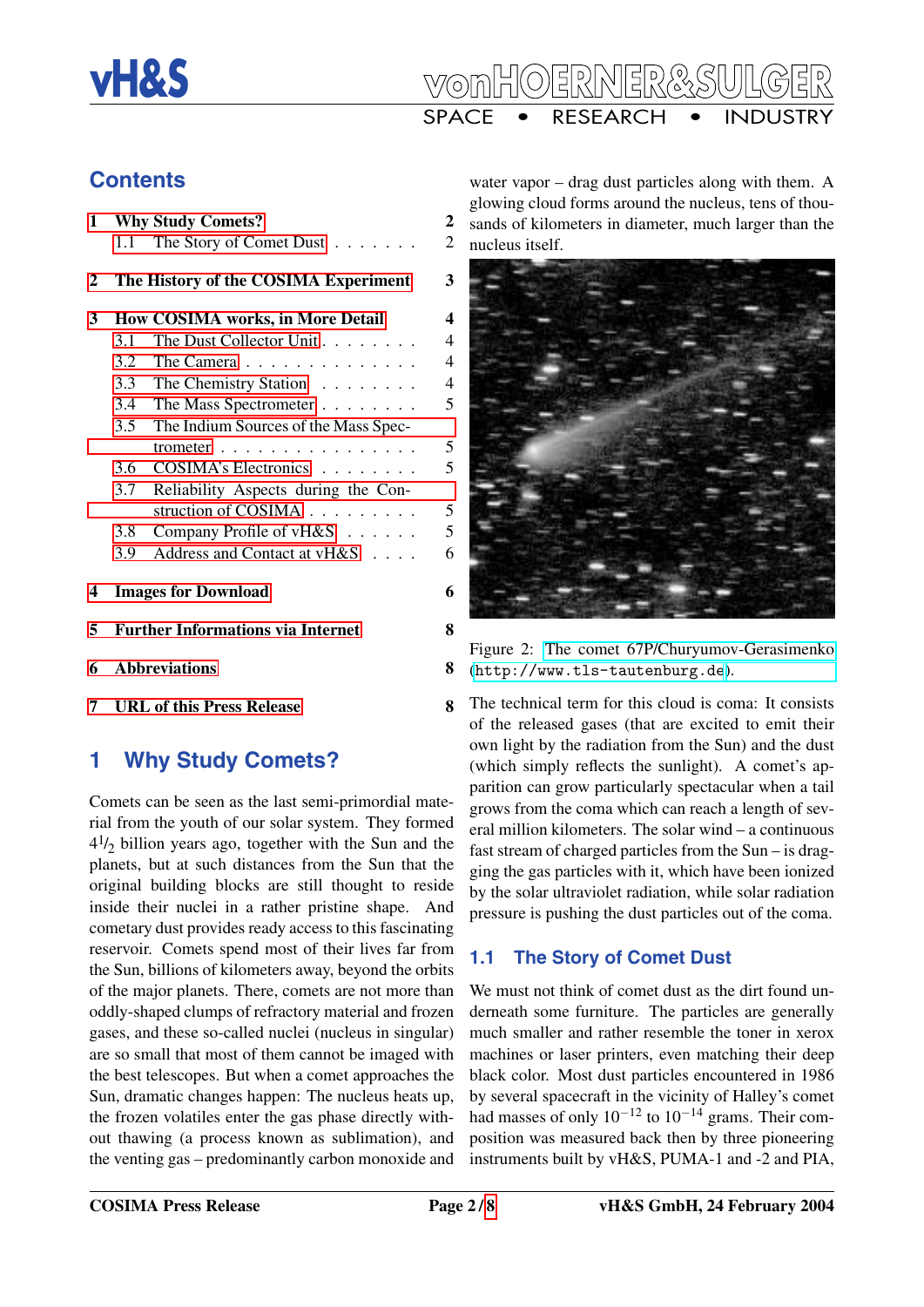## Contents

1 Why Study Comets? 2
  1.1 The Story of Comet Dust . . . . . . . 2

2 The History of the COSIMA Experiment 3

3 How COSIMA works, in More Detail 4
  3.1 The Dust Collector Unit . . . . . . . . 4
  3.2 The Camera . . . . . . . . . . . . . . 4
  3.3 The Chemistry Station . . . . . . . . 4
  3.4 The Mass Spectrometer . . . . . . . . 5
  3.5 The Indium Sources of the Mass Spectrometer . . . . . . . . . . . . . . . . 5
  3.6 COSIMA's Electronics . . . . . . . . 5
  3.7 Reliability Aspects during the Construction of COSIMA . . . . . . . . . 5
  3.8 Company Profile of vH&S . . . . . . 5
  3.9 Address and Contact at vH&S . . . . 6

4 Images for Download 6

5 Further Informations via Internet 8

6 Abbreviations 8

7 URL of this Press Release 8

# 1 Why Study Comets?

Comets can be seen as the last semi-primordial material from the youth of our solar system. They formed $4^1/_2$ billion years ago, together with the Sun and the planets, but at such distances from the Sun that the original building blocks are still thought to reside inside their nuclei in a rather pristine shape. And cometary dust provides ready access to this fascinating reservoir. Comets spend most of their lives far from the Sun, billions of kilometers away, beyond the orbits of the major planets. There, comets are not more than oddly-shaped clumps of refractory material and frozen gases, and these so-called nuclei (nucleus in singular) are so small that most of them cannot be imaged with the best telescopes. But when a comet approaches the Sun, dramatic changes happen: The nucleus heats up, the frozen volatiles enter the gas phase directly without thawing (a process known as sublimation), and the venting gas – predominantly carbon monoxide and water vapor – drag dust particles along with them. A glowing cloud forms around the nucleus, tens of thousands of kilometers in diameter, much larger than the nucleus itself.

Figure 2: The comet 67P/Churyumov-Gerasimenko (http://www.tls-tautenburg.de).

The technical term for this cloud is coma: It consists of the released gases (that are excited to emit their own light by the radiation from the Sun) and the dust (which simply reflects the sunlight). A comet's apparition can grow particularly spectacular when a tail grows from the coma which can reach a length of several million kilometers. The solar wind – a continuous fast stream of charged particles from the Sun – is dragging the gas particles with it, which have been ionized by the solar ultraviolet radiation, while solar radiation pressure is pushing the dust particles out of the coma.

## 1.1 The Story of Comet Dust

We must not think of comet dust as the dirt found underneath some furniture. The particles are generally much smaller and rather resemble the toner in xerox machines or laser printers, even matching their deep black color. Most dust particles encountered in 1986 by several spacecraft in the vicinity of Halley's comet had masses of only $10^{-12}$ to $10^{-14}$ grams. Their composition was measured back then by three pioneering instruments built by vH&S, PUMA-1 and -2 and PIA,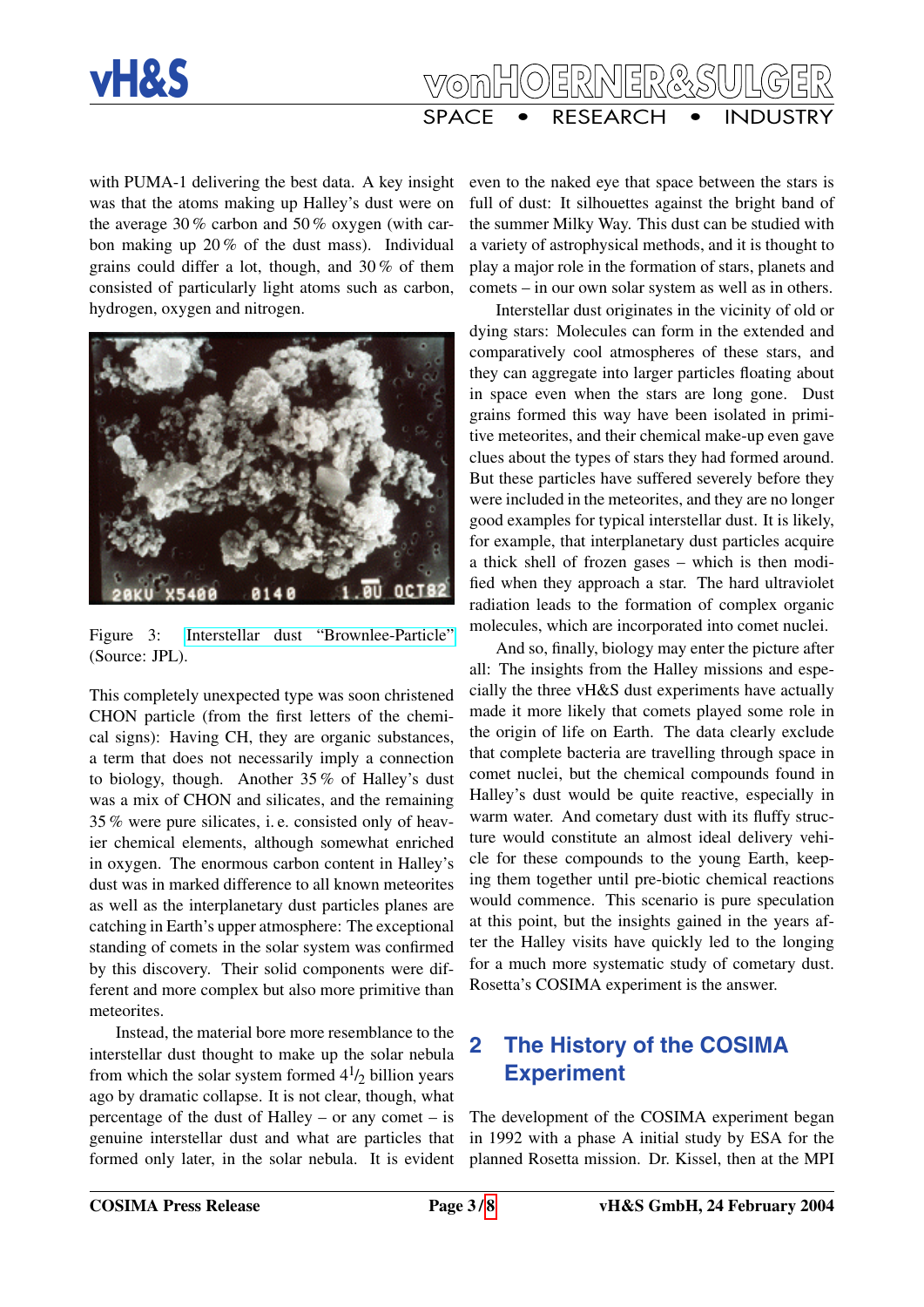with PUMA-1 delivering the best data. A key insight was that the atoms making up Halley's dust were on the average 30 % carbon and 50 % oxygen (with carbon making up 20 % of the dust mass). Individual grains could differ a lot, though, and 30 % of them consisted of particularly light atoms such as carbon, hydrogen, oxygen and nitrogen.

Figure 3: Interstellar dust "Brownlee-Particle" (Source: JPL).

This completely unexpected type was soon christened CHON particle (from the first letters of the chemical signs): Having CH, they are organic substances, a term that does not necessarily imply a connection to biology, though. Another 35 % of Halley's dust was a mix of CHON and silicates, and the remaining 35 % were pure silicates, i. e. consisted only of heavier chemical elements, although somewhat enriched in oxygen. The enormous carbon content in Halley's dust was in marked difference to all known meteorites as well as the interplanetary dust particles planes are catching in Earth's upper atmosphere: The exceptional standing of comets in the solar system was confirmed by this discovery. Their solid components were different and more complex but also more primitive than meteorites.

Instead, the material bore more resemblance to the interstellar dust thought to make up the solar nebula from which the solar system formed $4^1/_2$ billion years ago by dramatic collapse. It is not clear, though, what percentage of the dust of Halley – or any comet – is genuine interstellar dust and what are particles that formed only later, in the solar nebula. It is evident even to the naked eye that space between the stars is full of dust: It silhouettes against the bright band of the summer Milky Way. This dust can be studied with a variety of astrophysical methods, and it is thought to play a major role in the formation of stars, planets and comets – in our own solar system as well as in others.

Interstellar dust originates in the vicinity of old or dying stars: Molecules can form in the extended and comparatively cool atmospheres of these stars, and they can aggregate into larger particles floating about in space even when the stars are long gone. Dust grains formed this way have been isolated in primitive meteorites, and their chemical make-up even gave clues about the types of stars they had formed around. But these particles have suffered severely before they were included in the meteorites, and they are no longer good examples for typical interstellar dust. It is likely, for example, that interplanetary dust particles acquire a thick shell of frozen gases – which is then modified when they approach a star. The hard ultraviolet radiation leads to the formation of complex organic molecules, which are incorporated into comet nuclei.

And so, finally, biology may enter the picture after all: The insights from the Halley missions and especially the three vH&S dust experiments have actually made it more likely that comets played some role in the origin of life on Earth. The data clearly exclude that complete bacteria are travelling through space in comet nuclei, but the chemical compounds found in Halley's dust would be quite reactive, especially in warm water. And cometary dust with its fluffy structure would constitute an almost ideal delivery vehicle for these compounds to the young Earth, keeping them together until pre-biotic chemical reactions would commence. This scenario is pure speculation at this point, but the insights gained in the years after the Halley visits have quickly led to the longing for a much more systematic study of cometary dust. Rosetta's COSIMA experiment is the answer.

## 2 The History of the COSIMA Experiment

The development of the COSIMA experiment began in 1992 with a phase A initial study by ESA for the planned Rosetta mission. Dr. Kissel, then at the MPI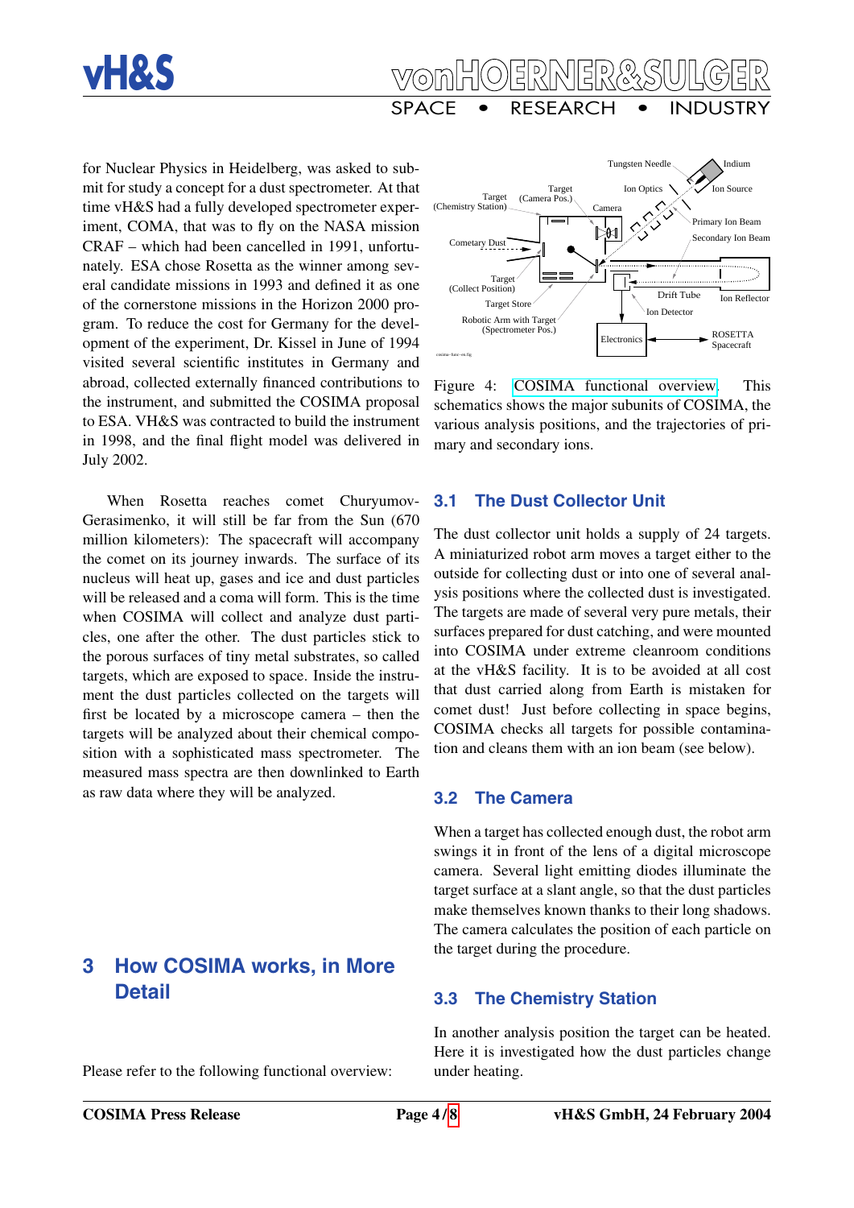for Nuclear Physics in Heidelberg, was asked to submit for study a concept for a dust spectrometer. At that time vH&S had a fully developed spectrometer experiment, COMA, that was to fly on the NASA mission CRAF – which had been cancelled in 1991, unfortunately. ESA chose Rosetta as the winner among several candidate missions in 1993 and defined it as one of the cornerstone missions in the Horizon 2000 program. To reduce the cost for Germany for the development of the experiment, Dr. Kissel in June of 1994 visited several scientific institutes in Germany and abroad, collected externally financed contributions to the instrument, and submitted the COSIMA proposal to ESA. VH&S was contracted to build the instrument in 1998, and the final flight model was delivered in July 2002.

When Rosetta reaches comet Churyumov-Gerasimenko, it will still be far from the Sun (670 million kilometers): The spacecraft will accompany the comet on its journey inwards. The surface of its nucleus will heat up, gases and ice and dust particles will be released and a coma will form. This is the time when COSIMA will collect and analyze dust particles, one after the other. The dust particles stick to the porous surfaces of tiny metal substrates, so called targets, which are exposed to space. Inside the instrument the dust particles collected on the targets will first be located by a microscope camera – then the targets will be analyzed about their chemical composition with a sophisticated mass spectrometer. The measured mass spectra are then downlinked to Earth as raw data where they will be analyzed.

# 3 How COSIMA works, in More Detail

Please refer to the following functional overview:

Figure 4: COSIMA functional overview. This schematics shows the major subunits of COSIMA, the various analysis positions, and the trajectories of primary and secondary ions.

## 3.1 The Dust Collector Unit

The dust collector unit holds a supply of 24 targets. A miniaturized robot arm moves a target either to the outside for collecting dust or into one of several analysis positions where the collected dust is investigated. The targets are made of several very pure metals, their surfaces prepared for dust catching, and were mounted into COSIMA under extreme cleanroom conditions at the vH&S facility. It is to be avoided at all cost that dust carried along from Earth is mistaken for comet dust! Just before collecting in space begins, COSIMA checks all targets for possible contamination and cleans them with an ion beam (see below).

## 3.2 The Camera

When a target has collected enough dust, the robot arm swings it in front of the lens of a digital microscope camera. Several light emitting diodes illuminate the target surface at a slant angle, so that the dust particles make themselves known thanks to their long shadows. The camera calculates the position of each particle on the target during the procedure.

## 3.3 The Chemistry Station

In another analysis position the target can be heated. Here it is investigated how the dust particles change under heating.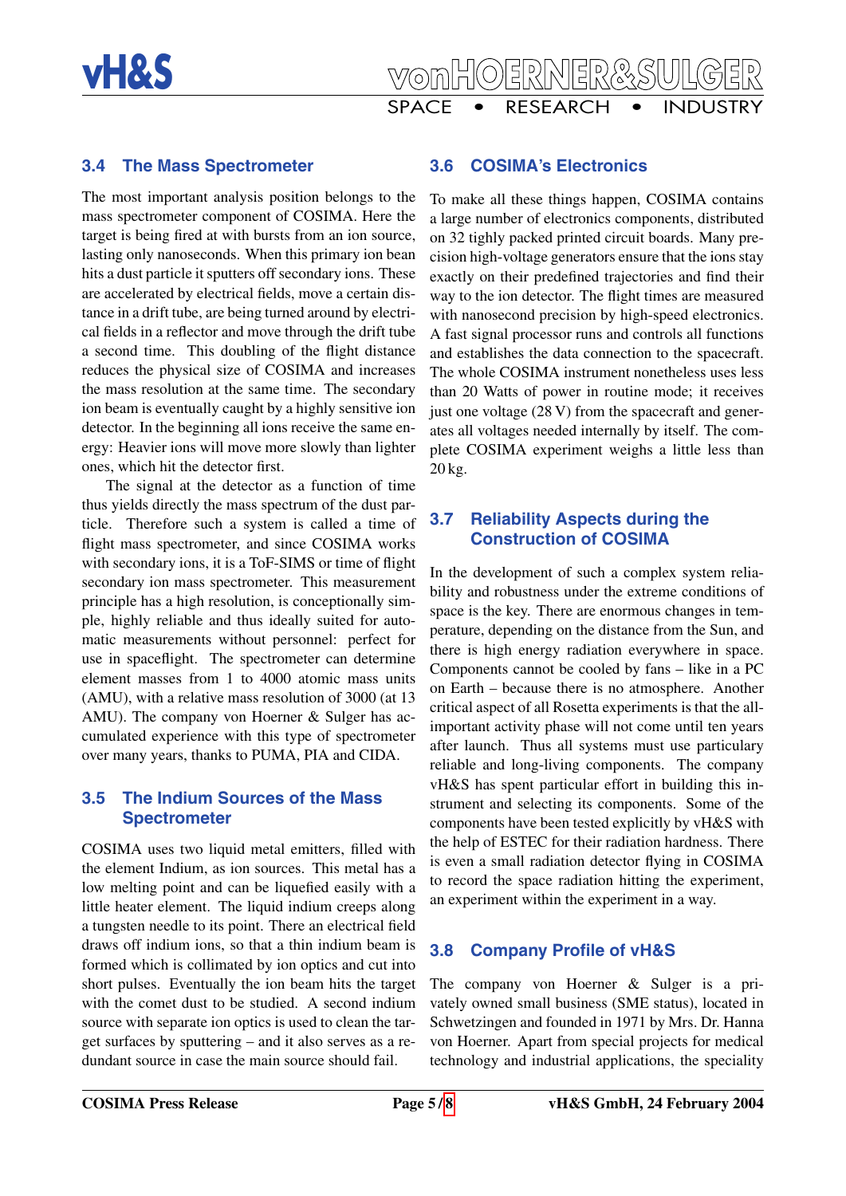### 3.4 The Mass Spectrometer

The most important analysis position belongs to the mass spectrometer component of COSIMA. Here the target is being fired at with bursts from an ion source, lasting only nanoseconds. When this primary ion bean hits a dust particle it sputters off secondary ions. These are accelerated by electrical fields, move a certain distance in a drift tube, are being turned around by electrical fields in a reflector and move through the drift tube a second time. This doubling of the flight distance reduces the physical size of COSIMA and increases the mass resolution at the same time. The secondary ion beam is eventually caught by a highly sensitive ion detector. In the beginning all ions receive the same energy: Heavier ions will move more slowly than lighter ones, which hit the detector first.

The signal at the detector as a function of time thus yields directly the mass spectrum of the dust particle. Therefore such a system is called a time of flight mass spectrometer, and since COSIMA works with secondary ions, it is a ToF-SIMS or time of flight secondary ion mass spectrometer. This measurement principle has a high resolution, is conceptionally simple, highly reliable and thus ideally suited for automatic measurements without personnel: perfect for use in spaceflight. The spectrometer can determine element masses from 1 to 4000 atomic mass units (AMU), with a relative mass resolution of 3000 (at 13 AMU). The company von Hoerner & Sulger has accumulated experience with this type of spectrometer over many years, thanks to PUMA, PIA and CIDA.

### 3.5 The Indium Sources of the Mass Spectrometer

COSIMA uses two liquid metal emitters, filled with the element Indium, as ion sources. This metal has a low melting point and can be liquefied easily with a little heater element. The liquid indium creeps along a tungsten needle to its point. There an electrical field draws off indium ions, so that a thin indium beam is formed which is collimated by ion optics and cut into short pulses. Eventually the ion beam hits the target with the comet dust to be studied. A second indium source with separate ion optics is used to clean the target surfaces by sputtering – and it also serves as a redundant source in case the main source should fail.

### 3.6 COSIMA's Electronics

To make all these things happen, COSIMA contains a large number of electronics components, distributed on 32 tighly packed printed circuit boards. Many precision high-voltage generators ensure that the ions stay exactly on their predefined trajectories and find their way to the ion detector. The flight times are measured with nanosecond precision by high-speed electronics. A fast signal processor runs and controls all functions and establishes the data connection to the spacecraft. The whole COSIMA instrument nonetheless uses less than 20 Watts of power in routine mode; it receives just one voltage (28 V) from the spacecraft and generates all voltages needed internally by itself. The complete COSIMA experiment weighs a little less than 20 kg.

### 3.7 Reliability Aspects during the Construction of COSIMA

In the development of such a complex system reliability and robustness under the extreme conditions of space is the key. There are enormous changes in temperature, depending on the distance from the Sun, and there is high energy radiation everywhere in space. Components cannot be cooled by fans – like in a PC on Earth – because there is no atmosphere. Another critical aspect of all Rosetta experiments is that the all-important activity phase will not come until ten years after launch. Thus all systems must use particulary reliable and long-living components. The company vH&S has spent particular effort in building this instrument and selecting its components. Some of the components have been tested explicitly by vH&S with the help of ESTEC for their radiation hardness. There is even a small radiation detector flying in COSIMA to record the space radiation hitting the experiment, an experiment within the experiment in a way.

### 3.8 Company Profile of vH&S

The company von Hoerner & Sulger is a privately owned small business (SME status), located in Schwetzingen and founded in 1971 by Mrs. Dr. Hanna von Hoerner. Apart from special projects for medical technology and industrial applications, the speciality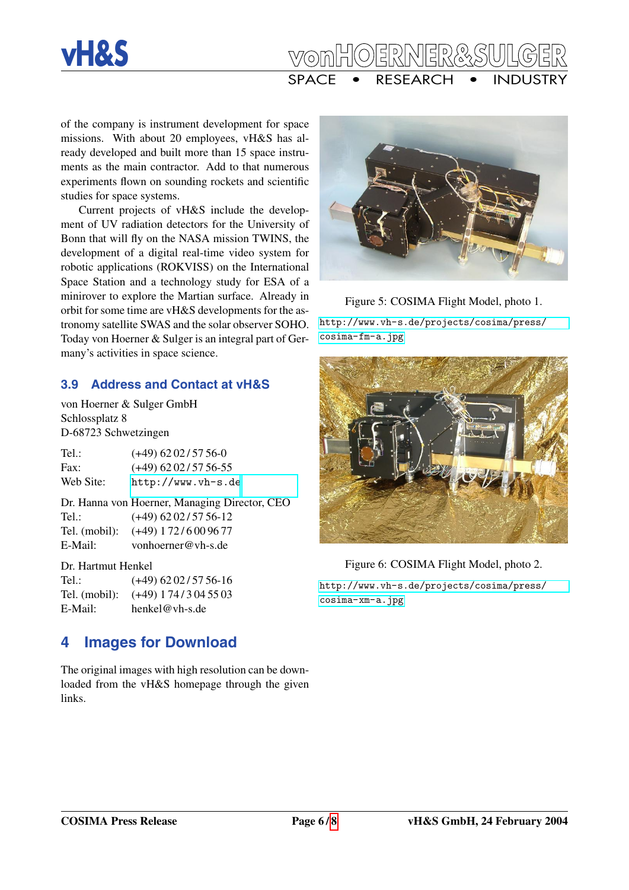of the company is instrument development for space missions. With about 20 employees, vH&S has already developed and built more than 15 space instruments as the main contractor. Add to that numerous experiments flown on sounding rockets and scientific studies for space systems.

Current projects of vH&S include the development of UV radiation detectors for the University of Bonn that will fly on the NASA mission TWINS, the development of a digital real-time video system for robotic applications (ROKVISS) on the International Space Station and a technology study for ESA of a minirover to explore the Martian surface. Already in orbit for some time are vH&S developments for the astronomy satellite SWAS and the solar observer SOHO. Today von Hoerner & Sulger is an integral part of Germany's activities in space science.

### 3.9 Address and Contact at vH&S

von Hoerner & Sulger GmbH
Schlossplatz 8
D-68723 Schwetzingen

| | |
|---|---|
| Tel.: | (+49) 62 02 / 57 56-0 |
| Fax: | (+49) 62 02 / 57 56-55 |
| Web Site: | http://www.vh-s.de |

Dr. Hanna von Hoerner, Managing Director, CEO

| | |
|---|---|
| Tel.: | (+49) 62 02 / 57 56-12 |
| Tel. (mobil): | (+49) 1 72 / 6 00 96 77 |
| E-Mail: | vonhoerner@vh-s.de |

Dr. Hartmut Henkel

| | |
|---|---|
| Tel.: | (+49) 62 02 / 57 56-16 |
| Tel. (mobil): | (+49) 1 74 / 3 04 55 03 |
| E-Mail: | henkel@vh-s.de |

## 4 Images for Download

The original images with high resolution can be downloaded from the vH&S homepage through the given links.

Figure 5: COSIMA Flight Model, photo 1.

http://www.vh-s.de/projects/cosima/press/cosima-fm-a.jpg

Figure 6: COSIMA Flight Model, photo 2.

http://www.vh-s.de/projects/cosima/press/cosima-xm-a.jpg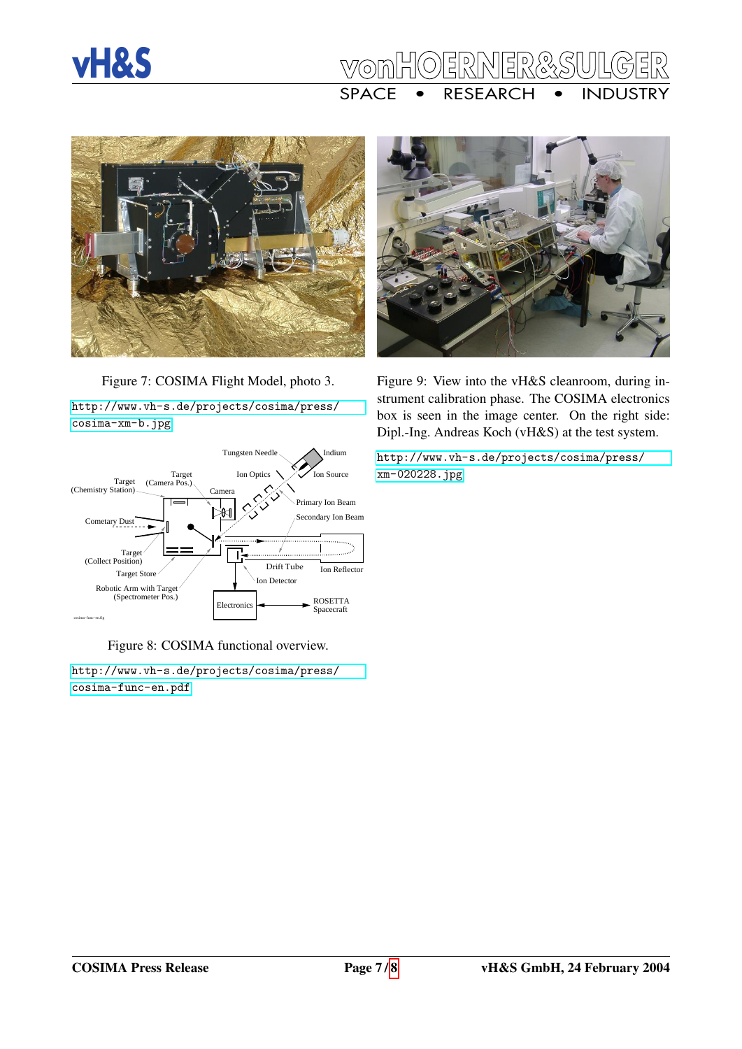Figure 7: COSIMA Flight Model, photo 3.

http://www.vh-s.de/projects/cosima/press/cosima-xm-b.jpg

Figure 8: COSIMA functional overview.

http://www.vh-s.de/projects/cosima/press/cosima-func-en.pdf

Figure 9: View into the vH&S cleanroom, during instrument calibration phase. The COSIMA electronics box is seen in the image center. On the right side: Dipl.-Ing. Andreas Koch (vH&S) at the test system.

http://www.vh-s.de/projects/cosima/press/xm-020228.jpg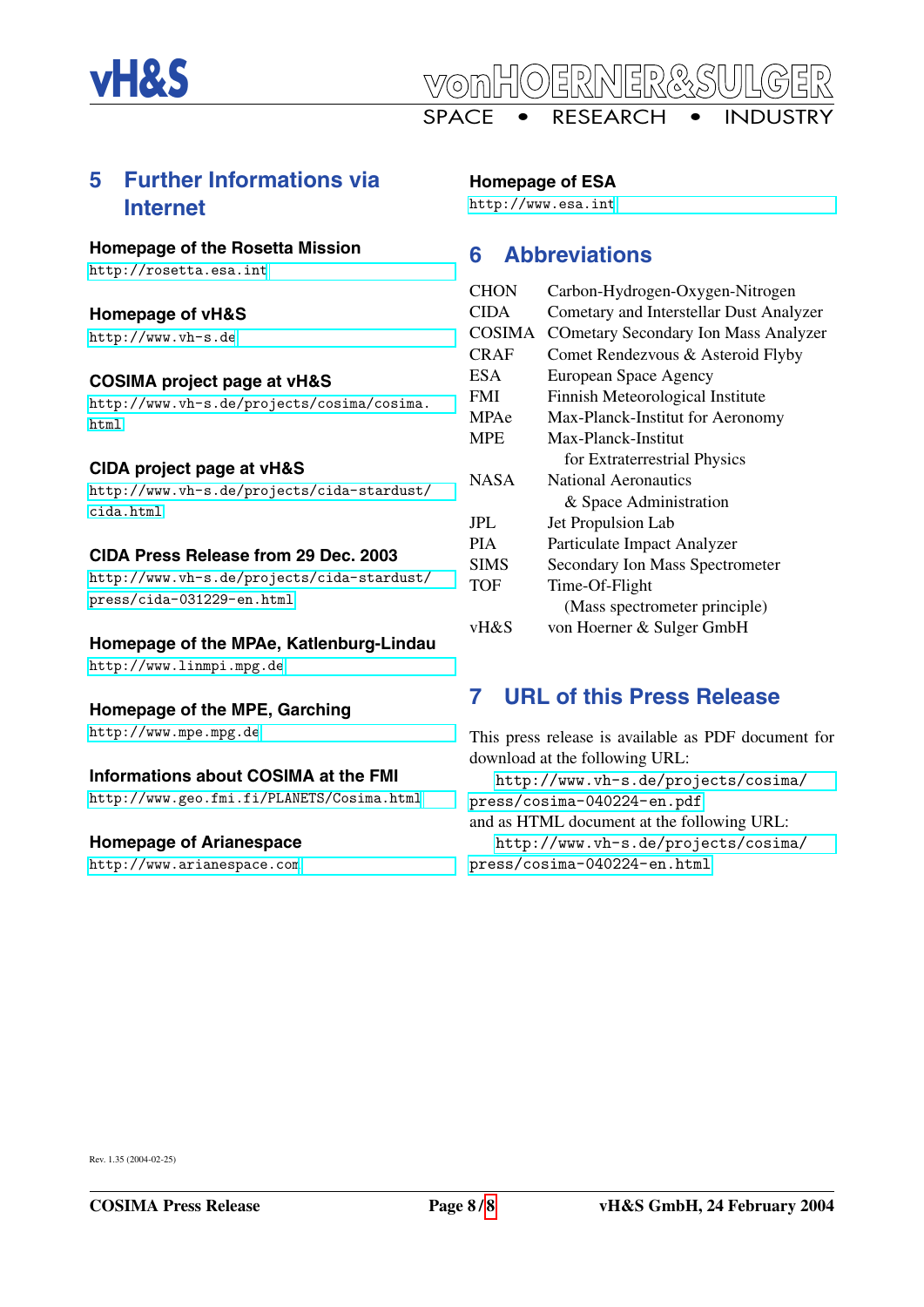## 5 Further Informations via Internet

### Homepage of the Rosetta Mission

http://rosetta.esa.int

### Homepage of vH&S

http://www.vh-s.de

### COSIMA project page at vH&S

http://www.vh-s.de/projects/cosima/cosima.html

### CIDA project page at vH&S

http://www.vh-s.de/projects/cida-stardust/cida.html

### CIDA Press Release from 29 Dec. 2003

http://www.vh-s.de/projects/cida-stardust/press/cida-031229-en.html

### Homepage of the MPAe, Katlenburg-Lindau

http://www.linmpi.mpg.de

### Homepage of the MPE, Garching

http://www.mpe.mpg.de

### Informations about COSIMA at the FMI

http://www.geo.fmi.fi/PLANETS/Cosima.html

### Homepage of Arianespace

http://www.arianespace.com

### Homepage of ESA

http://www.esa.int

## 6 Abbreviations

| | |
|---|---|
| CHON | Carbon-Hydrogen-Oxygen-Nitrogen |
| CIDA | Cometary and Interstellar Dust Analyzer |
| COSIMA | COmetary Secondary Ion Mass Analyzer |
| CRAF | Comet Rendezvous & Asteroid Flyby |
| ESA | European Space Agency |
| FMI | Finnish Meteorological Institute |
| MPAe | Max-Planck-Institut for Aeronomy |
| MPE | Max-Planck-Institut for Extraterrestrial Physics |
| NASA | National Aeronautics & Space Administration |
| JPL | Jet Propulsion Lab |
| PIA | Particulate Impact Analyzer |
| SIMS | Secondary Ion Mass Spectrometer |
| TOF | Time-Of-Flight (Mass spectrometer principle) |
| vH&S | von Hoerner & Sulger GmbH |

## 7 URL of this Press Release

This press release is available as PDF document for download at the following URL:

http://www.vh-s.de/projects/cosima/press/cosima-040224-en.pdf

and as HTML document at the following URL:

http://www.vh-s.de/projects/cosima/press/cosima-040224-en.html

Rev. 1.35 (2004-02-25)